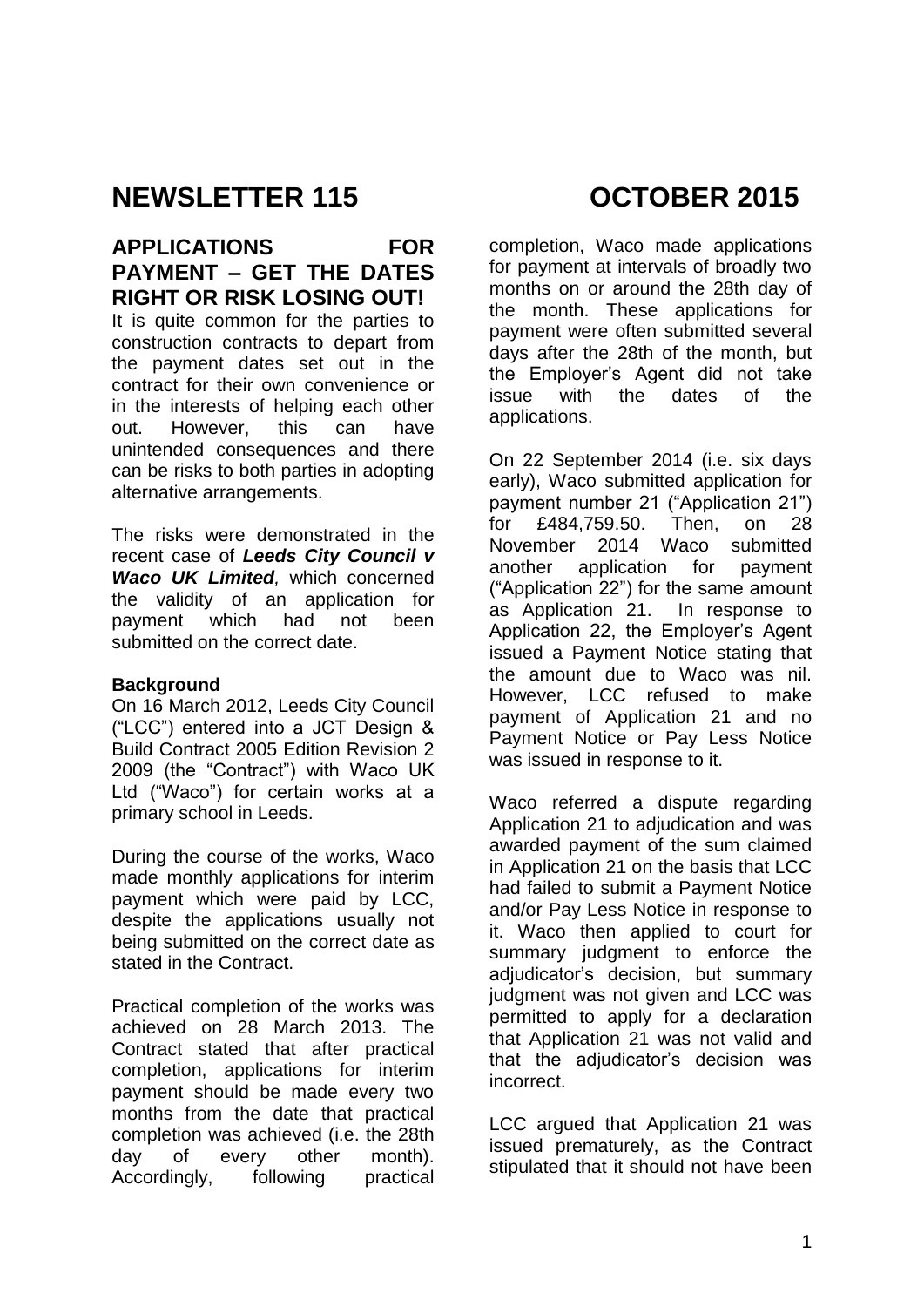# NEWSLETTER 115 OCTOBER 2015

## APPLICATIONS FOR PAYMENT – GET THE DATES RIGHT OR RISK LOSING OUT!

It is quite common for the parties to construction contracts to depart from the payment dates set out in the contract for their own convenience or in the interests of helping each other out. However, this can have unintended consequences and there can be risks to both parties in adopting alternative arrangements.

The risks were demonstrated in the recent case of ***Leeds City Council v Waco UK Limited***, which concerned the validity of an application for payment which had not been submitted on the correct date.

**Background**

On 16 March 2012, Leeds City Council ("LCC") entered into a JCT Design & Build Contract 2005 Edition Revision 2 2009 (the "Contract") with Waco UK Ltd ("Waco") for certain works at a primary school in Leeds.

During the course of the works, Waco made monthly applications for interim payment which were paid by LCC, despite the applications usually not being submitted on the correct date as stated in the Contract.

Practical completion of the works was achieved on 28 March 2013. The Contract stated that after practical completion, applications for interim payment should be made every two months from the date that practical completion was achieved (i.e. the 28th day of every other month). Accordingly, following practical completion, Waco made applications for payment at intervals of broadly two months on or around the 28th day of the month. These applications for payment were often submitted several days after the 28th of the month, but the Employer's Agent did not take issue with the dates of the applications.

On 22 September 2014 (i.e. six days early), Waco submitted application for payment number 21 ("Application 21") for £484,759.50. Then, on 28 November 2014 Waco submitted another application for payment ("Application 22") for the same amount as Application 21. In response to Application 22, the Employer's Agent issued a Payment Notice stating that the amount due to Waco was nil. However, LCC refused to make payment of Application 21 and no Payment Notice or Pay Less Notice was issued in response to it.

Waco referred a dispute regarding Application 21 to adjudication and was awarded payment of the sum claimed in Application 21 on the basis that LCC had failed to submit a Payment Notice and/or Pay Less Notice in response to it. Waco then applied to court for summary judgment to enforce the adjudicator's decision, but summary judgment was not given and LCC was permitted to apply for a declaration that Application 21 was not valid and that the adjudicator's decision was incorrect.

LCC argued that Application 21 was issued prematurely, as the Contract stipulated that it should not have been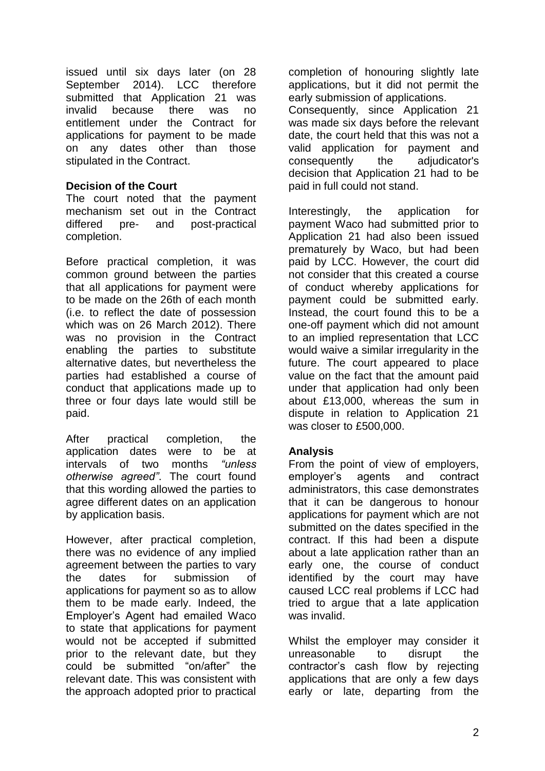issued until six days later (on 28 September 2014). LCC therefore submitted that Application 21 was invalid because there was no entitlement under the Contract for applications for payment to be made on any dates other than those stipulated in the Contract.

**Decision of the Court**

The court noted that the payment mechanism set out in the Contract differed pre- and post-practical completion.

Before practical completion, it was common ground between the parties that all applications for payment were to be made on the 26th of each month (i.e. to reflect the date of possession which was on 26 March 2012). There was no provision in the Contract enabling the parties to substitute alternative dates, but nevertheless the parties had established a course of conduct that applications made up to three or four days late would still be paid.

After practical completion, the application dates were to be at intervals of two months *"unless otherwise agreed"*. The court found that this wording allowed the parties to agree different dates on an application by application basis.

However, after practical completion, there was no evidence of any implied agreement between the parties to vary the dates for submission of applications for payment so as to allow them to be made early. Indeed, the Employer's Agent had emailed Waco to state that applications for payment would not be accepted if submitted prior to the relevant date, but they could be submitted "on/after" the relevant date. This was consistent with the approach adopted prior to practical completion of honouring slightly late applications, but it did not permit the early submission of applications.

Consequently, since Application 21 was made six days before the relevant date, the court held that this was not a valid application for payment and consequently the adjudicator's decision that Application 21 had to be paid in full could not stand.

Interestingly, the application for payment Waco had submitted prior to Application 21 had also been issued prematurely by Waco, but had been paid by LCC. However, the court did not consider that this created a course of conduct whereby applications for payment could be submitted early. Instead, the court found this to be a one-off payment which did not amount to an implied representation that LCC would waive a similar irregularity in the future. The court appeared to place value on the fact that the amount paid under that application had only been about £13,000, whereas the sum in dispute in relation to Application 21 was closer to £500,000.

**Analysis**

From the point of view of employers, employer's agents and contract administrators, this case demonstrates that it can be dangerous to honour applications for payment which are not submitted on the dates specified in the contract. If this had been a dispute about a late application rather than an early one, the course of conduct identified by the court may have caused LCC real problems if LCC had tried to argue that a late application was invalid.

Whilst the employer may consider it unreasonable to disrupt the contractor's cash flow by rejecting applications that are only a few days early or late, departing from the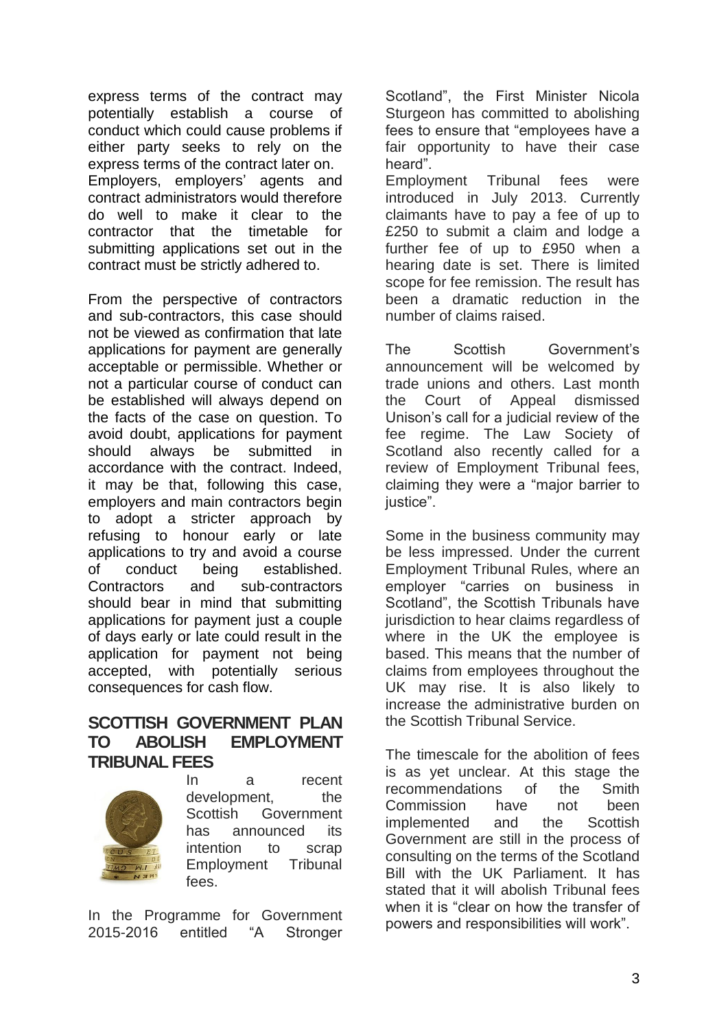express terms of the contract may potentially establish a course of conduct which could cause problems if either party seeks to rely on the express terms of the contract later on. Employers, employers' agents and contract administrators would therefore do well to make it clear to the contractor that the timetable for submitting applications set out in the contract must be strictly adhered to.

From the perspective of contractors and sub-contractors, this case should not be viewed as confirmation that late applications for payment are generally acceptable or permissible. Whether or not a particular course of conduct can be established will always depend on the facts of the case on question. To avoid doubt, applications for payment should always be submitted in accordance with the contract. Indeed, it may be that, following this case, employers and main contractors begin to adopt a stricter approach by refusing to honour early or late applications to try and avoid a course of conduct being established. Contractors and sub-contractors should bear in mind that submitting applications for payment just a couple of days early or late could result in the application for payment not being accepted, with potentially serious consequences for cash flow.

## SCOTTISH GOVERNMENT PLAN TO ABOLISH EMPLOYMENT TRIBUNAL FEES

In a recent development, the Scottish Government has announced its intention to scrap Employment Tribunal fees.

In the Programme for Government 2015-2016 entitled "A Stronger Scotland", the First Minister Nicola Sturgeon has committed to abolishing fees to ensure that "employees have a fair opportunity to have their case heard".

Employment Tribunal fees were introduced in July 2013. Currently claimants have to pay a fee of up to £250 to submit a claim and lodge a further fee of up to £950 when a hearing date is set. There is limited scope for fee remission. The result has been a dramatic reduction in the number of claims raised.

The Scottish Government's announcement will be welcomed by trade unions and others. Last month the Court of Appeal dismissed Unison's call for a judicial review of the fee regime. The Law Society of Scotland also recently called for a review of Employment Tribunal fees, claiming they were a "major barrier to justice".

Some in the business community may be less impressed. Under the current Employment Tribunal Rules, where an employer "carries on business in Scotland", the Scottish Tribunals have jurisdiction to hear claims regardless of where in the UK the employee is based. This means that the number of claims from employees throughout the UK may rise. It is also likely to increase the administrative burden on the Scottish Tribunal Service.

The timescale for the abolition of fees is as yet unclear. At this stage the recommendations of the Smith Commission have not been implemented and the Scottish Government are still in the process of consulting on the terms of the Scotland Bill with the UK Parliament. It has stated that it will abolish Tribunal fees when it is "clear on how the transfer of powers and responsibilities will work".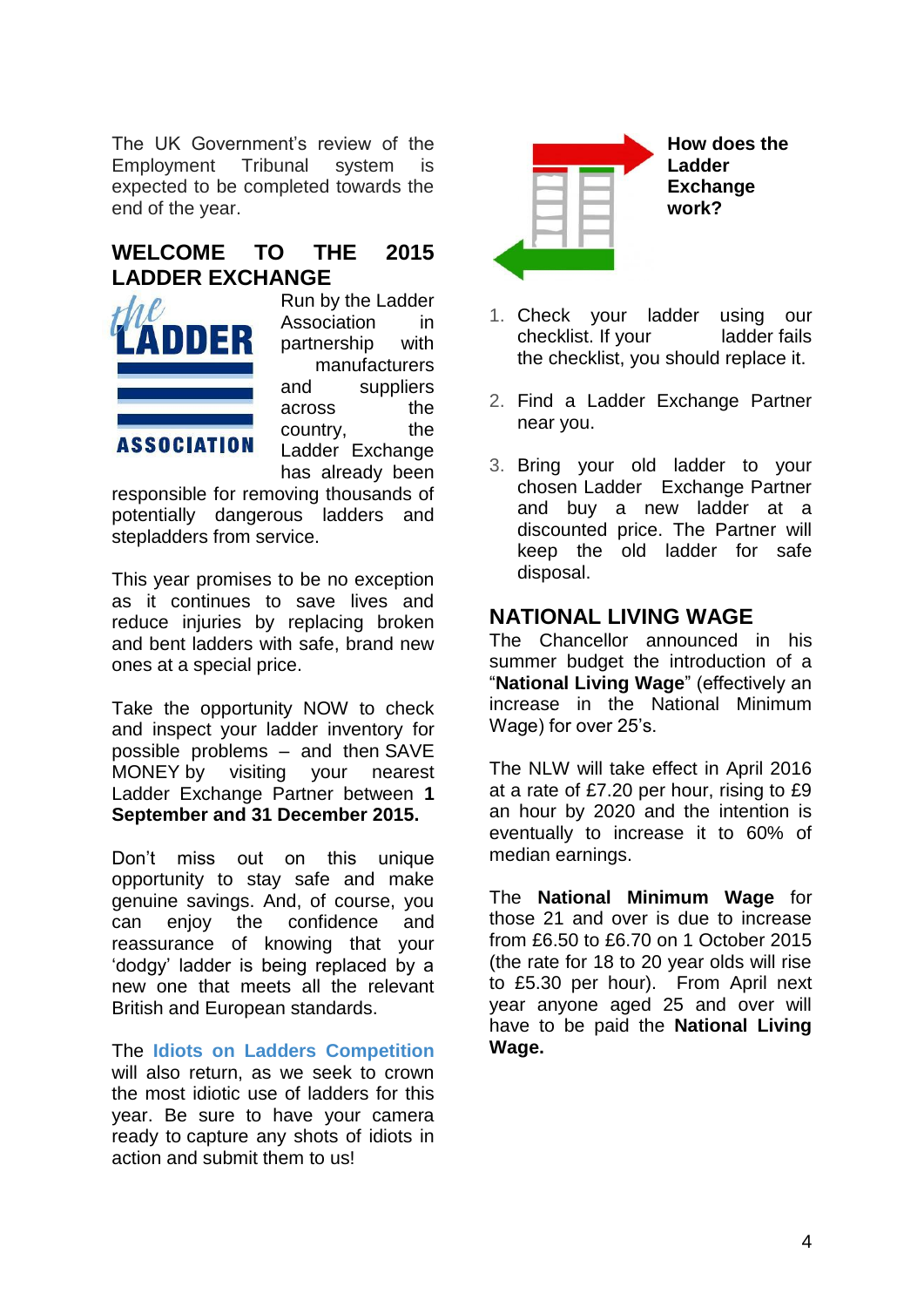The UK Government's review of the Employment Tribunal system is expected to be completed towards the end of the year.

## WELCOME TO THE 2015 LADDER EXCHANGE

Run by the Ladder Association in partnership with manufacturers and suppliers across the country, the Ladder Exchange has already been responsible for removing thousands of potentially dangerous ladders and stepladders from service.

This year promises to be no exception as it continues to save lives and reduce injuries by replacing broken and bent ladders with safe, brand new ones at a special price.

Take the opportunity NOW to check and inspect your ladder inventory for possible problems – and then SAVE MONEY by visiting your nearest Ladder Exchange Partner between **1 September and 31 December 2015.**

Don't miss out on this unique opportunity to stay safe and make genuine savings. And, of course, you can enjoy the confidence and reassurance of knowing that your 'dodgy' ladder is being replaced by a new one that meets all the relevant British and European standards.

The **Idiots on Ladders Competition** will also return, as we seek to crown the most idiotic use of ladders for this year. Be sure to have your camera ready to capture any shots of idiots in action and submit them to us!

### How does the Ladder Exchange work?

1. Check your ladder using our checklist. If your ladder fails the checklist, you should replace it.
2. Find a Ladder Exchange Partner near you.
3. Bring your old ladder to your chosen Ladder Exchange Partner and buy a new ladder at a discounted price. The Partner will keep the old ladder for safe disposal.

## NATIONAL LIVING WAGE

The Chancellor announced in his summer budget the introduction of a "**National Living Wage**" (effectively an increase in the National Minimum Wage) for over 25's.

The NLW will take effect in April 2016 at a rate of £7.20 per hour, rising to £9 an hour by 2020 and the intention is eventually to increase it to 60% of median earnings.

The **National Minimum Wage** for those 21 and over is due to increase from £6.50 to £6.70 on 1 October 2015 (the rate for 18 to 20 year olds will rise to £5.30 per hour). From April next year anyone aged 25 and over will have to be paid the **National Living Wage.**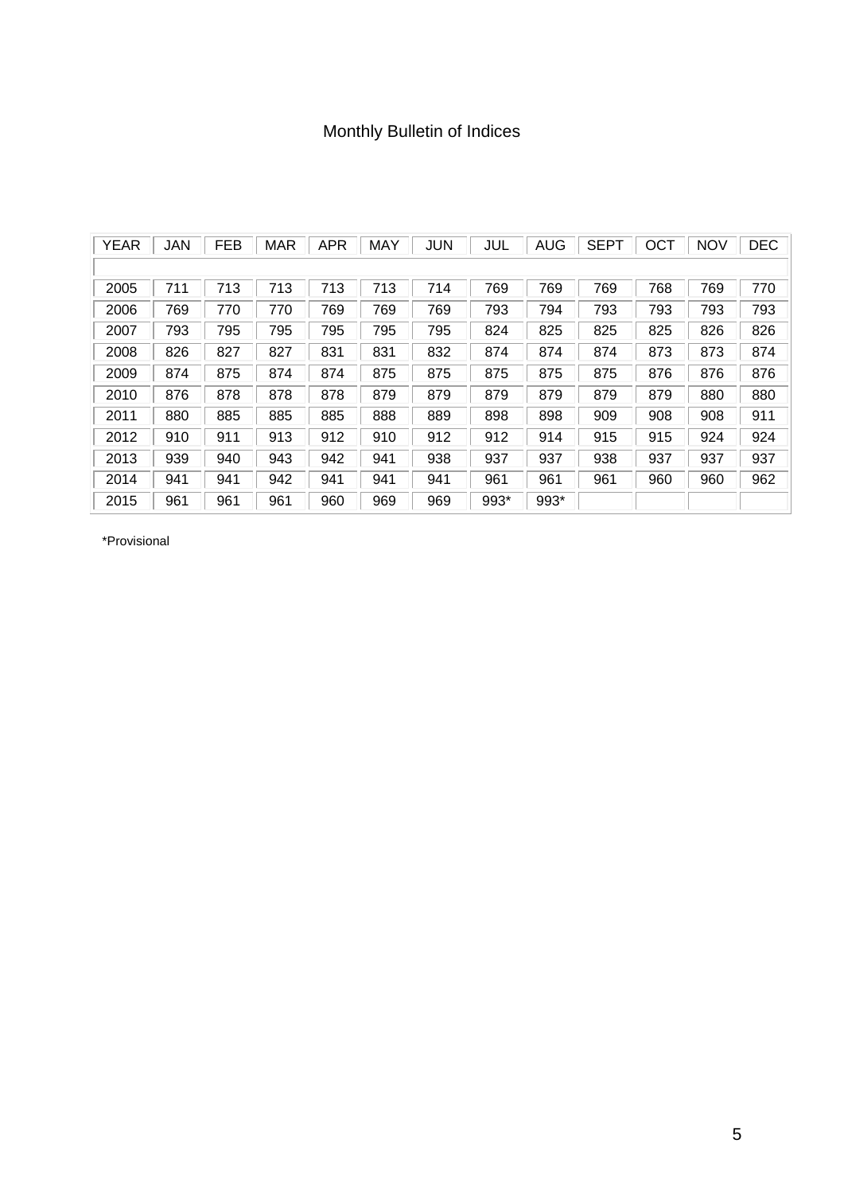# Monthly Bulletin of Indices

| YEAR | JAN | FEB | MAR | APR | MAY | JUN | JUL | AUG | SEPT | OCT | NOV | DEC |
|---|---|---|---|---|---|---|---|---|---|---|---|---|
| 2005 | 711 | 713 | 713 | 713 | 713 | 714 | 769 | 769 | 769 | 768 | 769 | 770 |
| 2006 | 769 | 770 | 770 | 769 | 769 | 769 | 793 | 794 | 793 | 793 | 793 | 793 |
| 2007 | 793 | 795 | 795 | 795 | 795 | 795 | 824 | 825 | 825 | 825 | 826 | 826 |
| 2008 | 826 | 827 | 827 | 831 | 831 | 832 | 874 | 874 | 874 | 873 | 873 | 874 |
| 2009 | 874 | 875 | 874 | 874 | 875 | 875 | 875 | 875 | 875 | 876 | 876 | 876 |
| 2010 | 876 | 878 | 878 | 878 | 879 | 879 | 879 | 879 | 879 | 879 | 880 | 880 |
| 2011 | 880 | 885 | 885 | 885 | 888 | 889 | 898 | 898 | 909 | 908 | 908 | 911 |
| 2012 | 910 | 911 | 913 | 912 | 910 | 912 | 912 | 914 | 915 | 915 | 924 | 924 |
| 2013 | 939 | 940 | 943 | 942 | 941 | 938 | 937 | 937 | 938 | 937 | 937 | 937 |
| 2014 | 941 | 941 | 942 | 941 | 941 | 941 | 961 | 961 | 961 | 960 | 960 | 962 |
| 2015 | 961 | 961 | 961 | 960 | 969 | 969 | 993* | 993* | | | | |

*Provisional